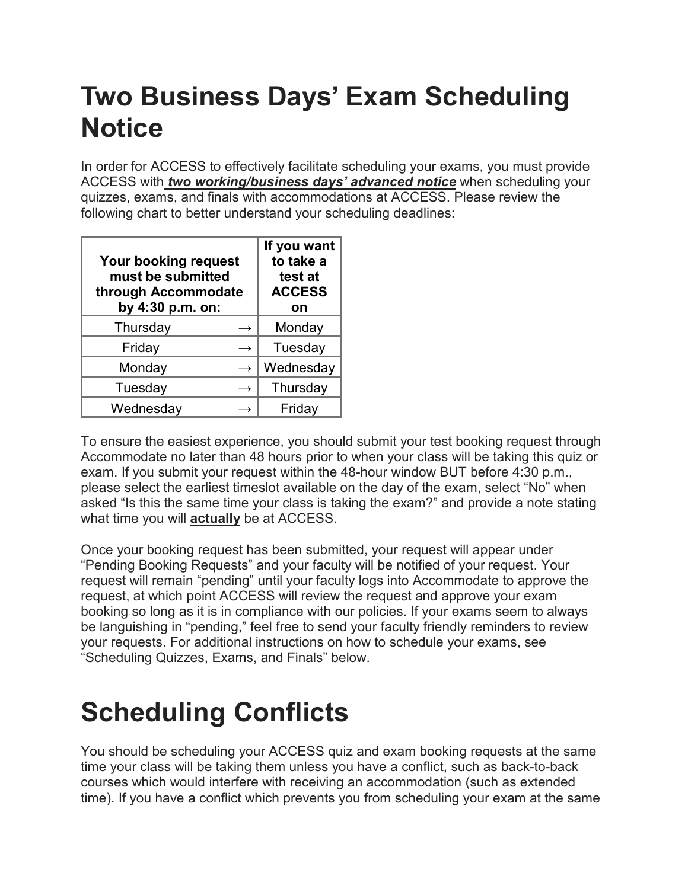# Two Business Days' Exam Scheduling Notice

In order for ACCESS to effectively facilitate scheduling your exams, you must provide ACCESS with ***two working/business days' advanced notice*** when scheduling your quizzes, exams, and finals with accommodations at ACCESS. Please review the following chart to better understand your scheduling deadlines:

| Your booking request must be submitted through Accommodate by 4:30 p.m. on: | If you want to take a test at ACCESS on |
|---|---|
| Thursday → | Monday |
| Friday → | Tuesday |
| Monday → | Wednesday |
| Tuesday → | Thursday |
| Wednesday → | Friday |

To ensure the easiest experience, you should submit your test booking request through Accommodate no later than 48 hours prior to when your class will be taking this quiz or exam. If you submit your request within the 48-hour window BUT before 4:30 p.m., please select the earliest timeslot available on the day of the exam, select "No" when asked "Is this the same time your class is taking the exam?" and provide a note stating what time you will **actually** be at ACCESS.

Once your booking request has been submitted, your request will appear under "Pending Booking Requests" and your faculty will be notified of your request. Your request will remain "pending" until your faculty logs into Accommodate to approve the request, at which point ACCESS will review the request and approve your exam booking so long as it is in compliance with our policies. If your exams seem to always be languishing in "pending," feel free to send your faculty friendly reminders to review your requests. For additional instructions on how to schedule your exams, see "Scheduling Quizzes, Exams, and Finals" below.

# Scheduling Conflicts

You should be scheduling your ACCESS quiz and exam booking requests at the same time your class will be taking them unless you have a conflict, such as back-to-back courses which would interfere with receiving an accommodation (such as extended time). If you have a conflict which prevents you from scheduling your exam at the same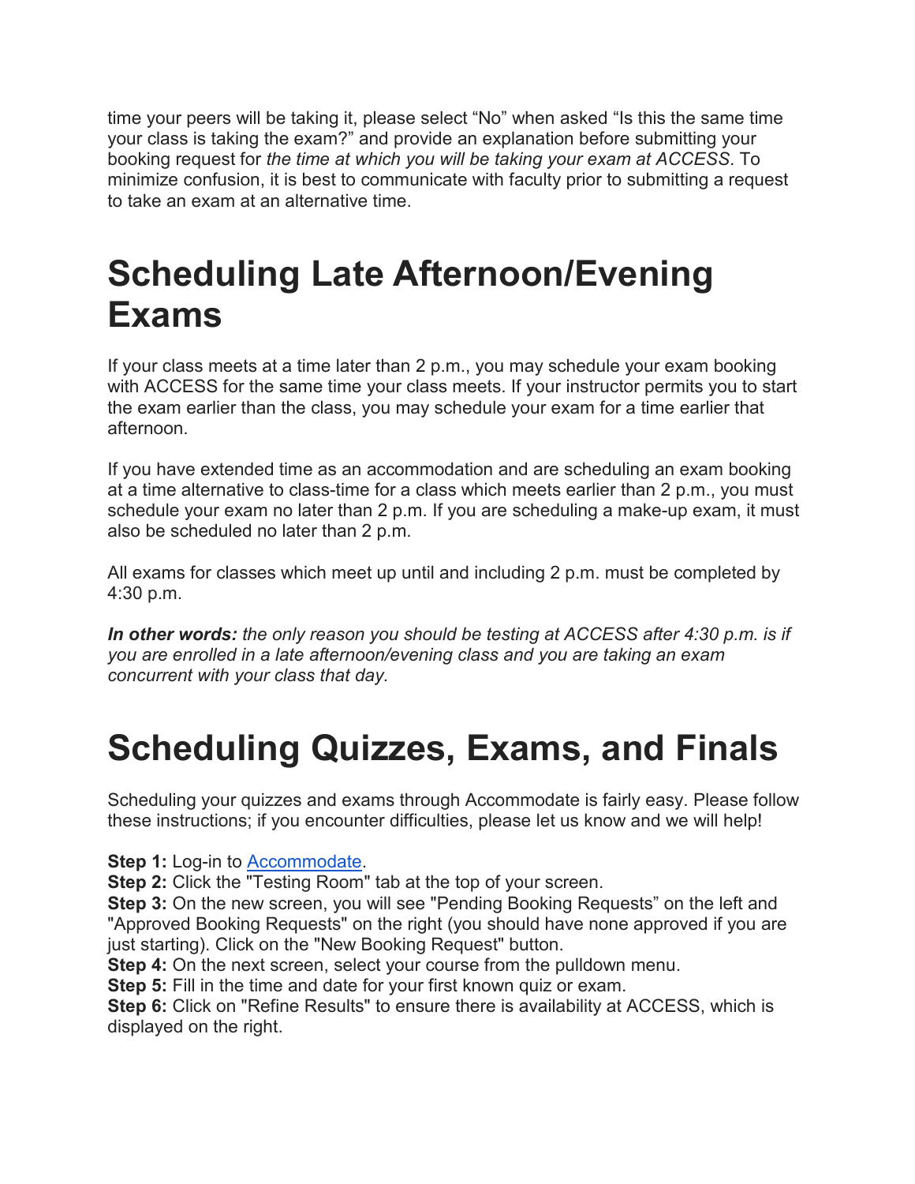time your peers will be taking it, please select "No" when asked "Is this the same time your class is taking the exam?" and provide an explanation before submitting your booking request for *the time at which you will be taking your exam at ACCESS*. To minimize confusion, it is best to communicate with faculty prior to submitting a request to take an exam at an alternative time.

# Scheduling Late Afternoon/Evening Exams

If your class meets at a time later than 2 p.m., you may schedule your exam booking with ACCESS for the same time your class meets. If your instructor permits you to start the exam earlier than the class, you may schedule your exam for a time earlier that afternoon.

If you have extended time as an accommodation and are scheduling an exam booking at a time alternative to class-time for a class which meets earlier than 2 p.m., you must schedule your exam no later than 2 p.m. If you are scheduling a make-up exam, it must also be scheduled no later than 2 p.m.

All exams for classes which meet up until and including 2 p.m. must be completed by 4:30 p.m.

***In other words:*** *the only reason you should be testing at ACCESS after 4:30 p.m. is if you are enrolled in a late afternoon/evening class and you are taking an exam concurrent with your class that day.*

# Scheduling Quizzes, Exams, and Finals

Scheduling your quizzes and exams through Accommodate is fairly easy. Please follow these instructions; if you encounter difficulties, please let us know and we will help!

**Step 1:** Log-in to [Accommodate](Accommodate).
**Step 2:** Click the "Testing Room" tab at the top of your screen.
**Step 3:** On the new screen, you will see "Pending Booking Requests" on the left and "Approved Booking Requests" on the right (you should have none approved if you are just starting). Click on the "New Booking Request" button.
**Step 4:** On the next screen, select your course from the pulldown menu.
**Step 5:** Fill in the time and date for your first known quiz or exam.
**Step 6:** Click on "Refine Results" to ensure there is availability at ACCESS, which is displayed on the right.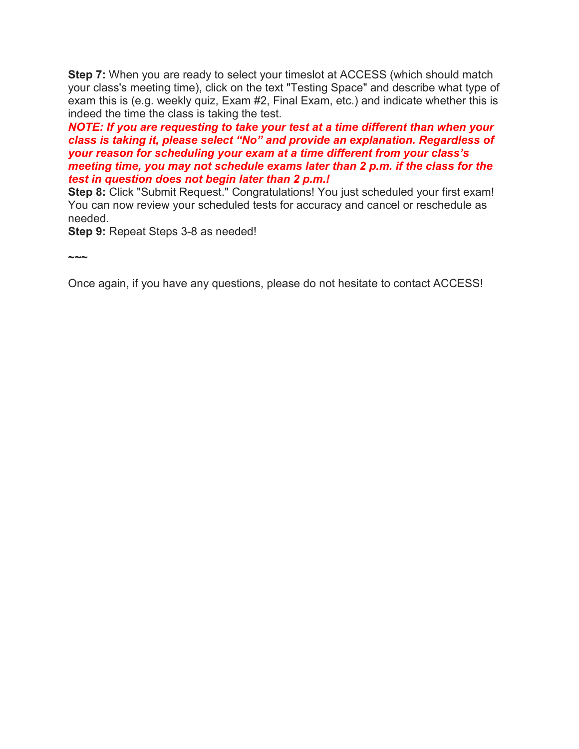**Step 7:** When you are ready to select your timeslot at ACCESS (which should match your class's meeting time), click on the text "Testing Space" and describe what type of exam this is (e.g. weekly quiz, Exam #2, Final Exam, etc.) and indicate whether this is indeed the time the class is taking the test.

***NOTE: If you are requesting to take your test at a time different than when your class is taking it, please select "No" and provide an explanation. Regardless of your reason for scheduling your exam at a time different from your class's meeting time, you may not schedule exams later than 2 p.m. if the class for the test in question does not begin later than 2 p.m.!***

**Step 8:** Click "Submit Request." Congratulations! You just scheduled your first exam! You can now review your scheduled tests for accuracy and cancel or reschedule as needed.

**Step 9:** Repeat Steps 3-8 as needed!

~~~

Once again, if you have any questions, please do not hesitate to contact ACCESS!